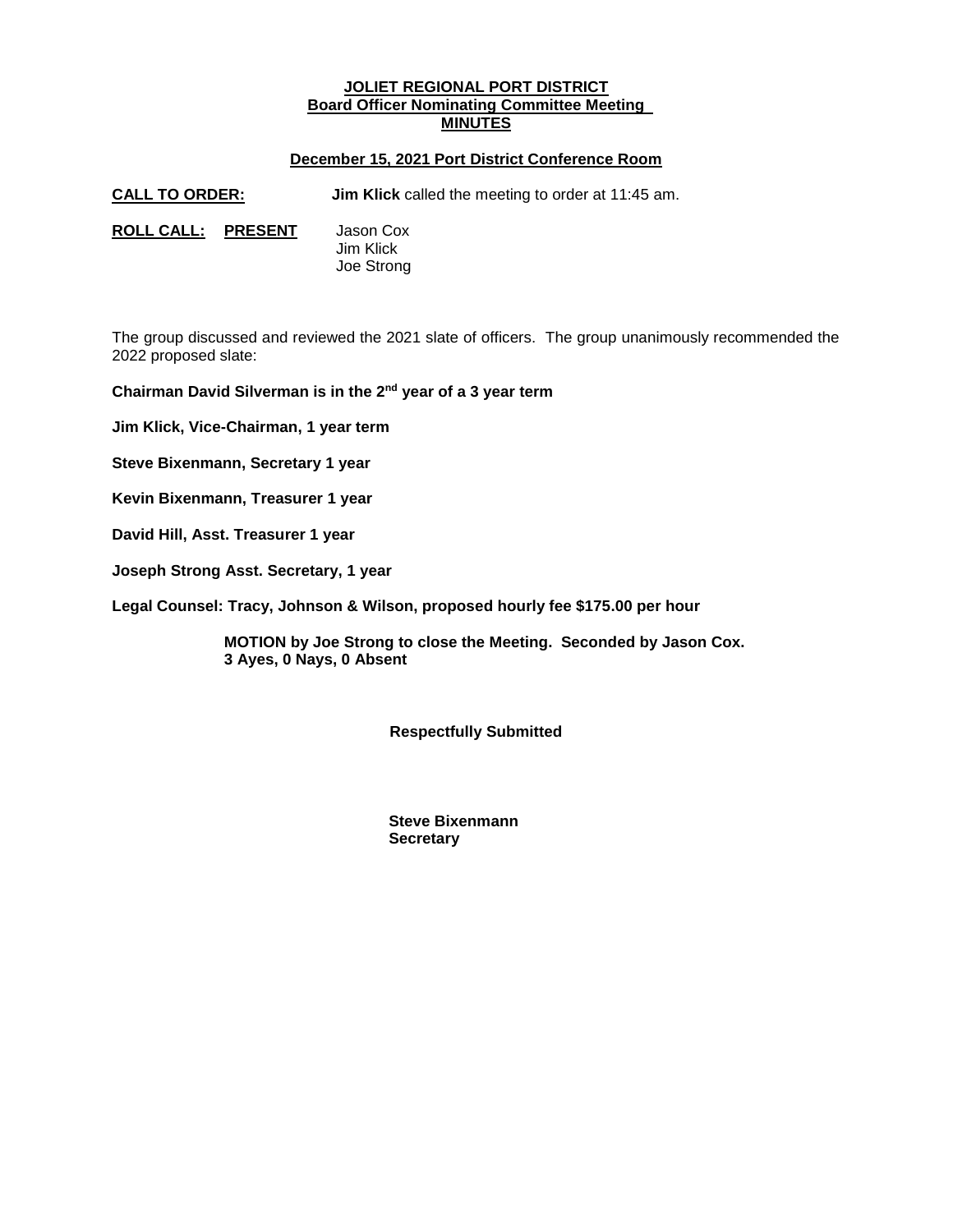# JOLIET REGIONAL PORT DISTRICT
## Board Officer Nominating Committee Meeting
## MINUTES

**December 15, 2021 Port District Conference Room**

**CALL TO ORDER:** **Jim Klick** called the meeting to order at 11:45 am.

**ROLL CALL:** **PRESENT**
Jason Cox
Jim Klick
Joe Strong

The group discussed and reviewed the 2021 slate of officers. The group unanimously recommended the 2022 proposed slate:

**Chairman David Silverman is in the 2nd year of a 3 year term**

**Jim Klick, Vice-Chairman, 1 year term**

**Steve Bixenmann, Secretary 1 year**

**Kevin Bixenmann, Treasurer 1 year**

**David Hill, Asst. Treasurer 1 year**

**Joseph Strong Asst. Secretary, 1 year**

**Legal Counsel: Tracy, Johnson & Wilson, proposed hourly fee $175.00 per hour**

**MOTION by Joe Strong to close the Meeting. Seconded by Jason Cox.**
**3 Ayes, 0 Nays, 0 Absent**

**Respectfully Submitted**

**Steve Bixenmann**
**Secretary**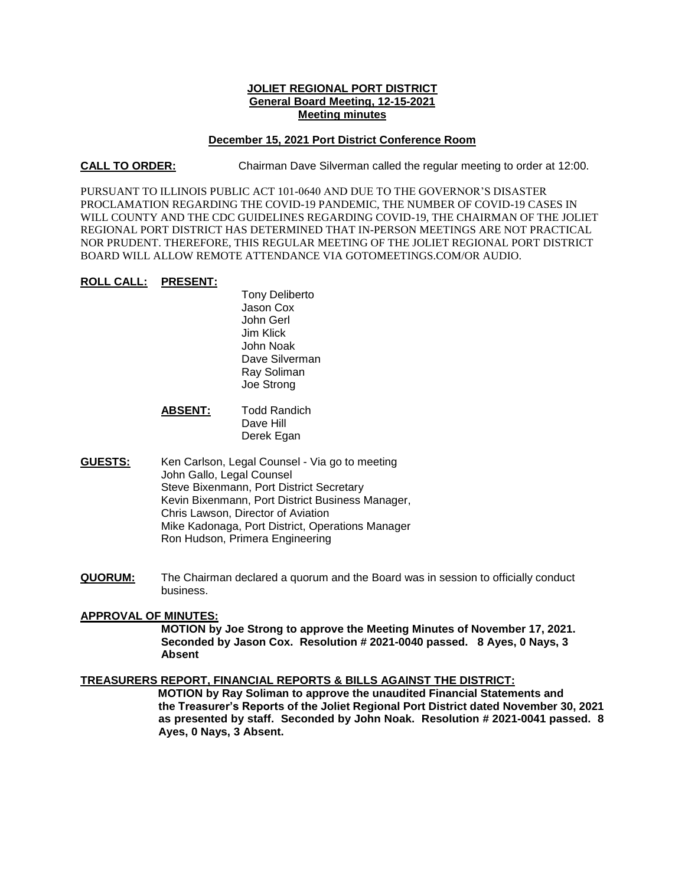**JOLIET REGIONAL PORT DISTRICT**
**General Board Meeting, 12-15-2021**
**Meeting minutes**

**December 15, 2021 Port District Conference Room**

**CALL TO ORDER:** Chairman Dave Silverman called the regular meeting to order at 12:00.

PURSUANT TO ILLINOIS PUBLIC ACT 101-0640 AND DUE TO THE GOVERNOR'S DISASTER PROCLAMATION REGARDING THE COVID-19 PANDEMIC, THE NUMBER OF COVID-19 CASES IN WILL COUNTY AND THE CDC GUIDELINES REGARDING COVID-19, THE CHAIRMAN OF THE JOLIET REGIONAL PORT DISTRICT HAS DETERMINED THAT IN-PERSON MEETINGS ARE NOT PRACTICAL NOR PRUDENT. THEREFORE, THIS REGULAR MEETING OF THE JOLIET REGIONAL PORT DISTRICT BOARD WILL ALLOW REMOTE ATTENDANCE VIA GOTOMEETINGS.COM/OR AUDIO.

**ROLL CALL: PRESENT:**

Tony Deliberto
Jason Cox
John Gerl
Jim Klick
John Noak
Dave Silverman
Ray Soliman
Joe Strong

**ABSENT:**

Todd Randich
Dave Hill
Derek Egan

**GUESTS:**

Ken Carlson, Legal Counsel - Via go to meeting
John Gallo, Legal Counsel
Steve Bixenmann, Port District Secretary
Kevin Bixenmann, Port District Business Manager,
Chris Lawson, Director of Aviation
Mike Kadonaga, Port District, Operations Manager
Ron Hudson, Primera Engineering

**QUORUM:** The Chairman declared a quorum and the Board was in session to officially conduct business.

**APPROVAL OF MINUTES:**

**MOTION by Joe Strong to approve the Meeting Minutes of November 17, 2021. Seconded by Jason Cox. Resolution # 2021-0040 passed. 8 Ayes, 0 Nays, 3 Absent**

**TREASURERS REPORT, FINANCIAL REPORTS & BILLS AGAINST THE DISTRICT:**

**MOTION by Ray Soliman to approve the unaudited Financial Statements and the Treasurer's Reports of the Joliet Regional Port District dated November 30, 2021 as presented by staff. Seconded by John Noak. Resolution # 2021-0041 passed. 8 Ayes, 0 Nays, 3 Absent.**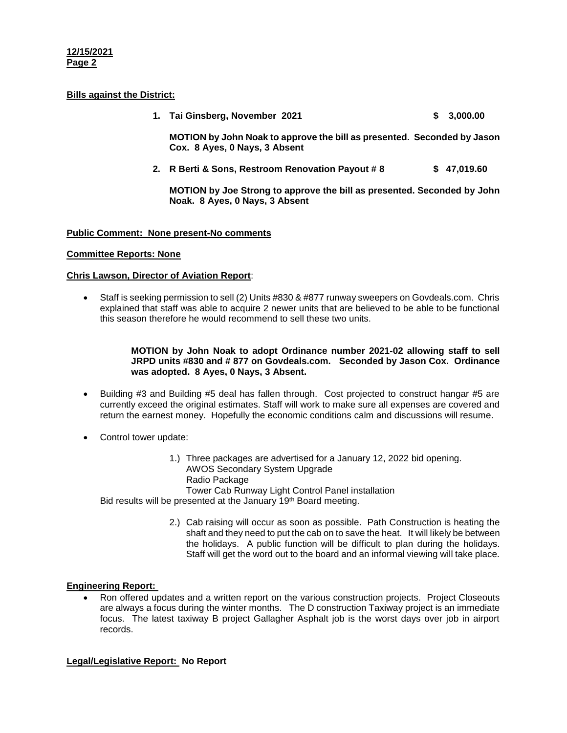**Bills against the District:**

1. **Tai Ginsberg, November 2021 $ 3,000.00**

   **MOTION by John Noak to approve the bill as presented. Seconded by Jason Cox. 8 Ayes, 0 Nays, 3 Absent**

2. **R Berti & Sons, Restroom Renovation Payout # 8 $ 47,019.60**

   **MOTION by Joe Strong to approve the bill as presented. Seconded by John Noak. 8 Ayes, 0 Nays, 3 Absent**

**Public Comment: None present-No comments**

**Committee Reports: None**

**Chris Lawson, Director of Aviation Report**:

- Staff is seeking permission to sell (2) Units #830 & #877 runway sweepers on Govdeals.com. Chris explained that staff was able to acquire 2 newer units that are believed to be able to be functional this season therefore he would recommend to sell these two units.

  **MOTION by John Noak to adopt Ordinance number 2021-02 allowing staff to sell JRPD units #830 and # 877 on Govdeals.com. Seconded by Jason Cox. Ordinance was adopted. 8 Ayes, 0 Nays, 3 Absent.**

- Building #3 and Building #5 deal has fallen through. Cost projected to construct hangar #5 are currently exceed the original estimates. Staff will work to make sure all expenses are covered and return the earnest money. Hopefully the economic conditions calm and discussions will resume.

- Control tower update:

  1.) Three packages are advertised for a January 12, 2022 bid opening.
  AWOS Secondary System Upgrade
  Radio Package
  Tower Cab Runway Light Control Panel installation

  Bid results will be presented at the January 19th Board meeting.

  2.) Cab raising will occur as soon as possible. Path Construction is heating the shaft and they need to put the cab on to save the heat. It will likely be between the holidays. A public function will be difficult to plan during the holidays. Staff will get the word out to the board and an informal viewing will take place.

**Engineering Report:**

- Ron offered updates and a written report on the various construction projects. Project Closeouts are always a focus during the winter months. The D construction Taxiway project is an immediate focus. The latest taxiway B project Gallagher Asphalt job is the worst days over job in airport records.

**Legal/Legislative Report: No Report**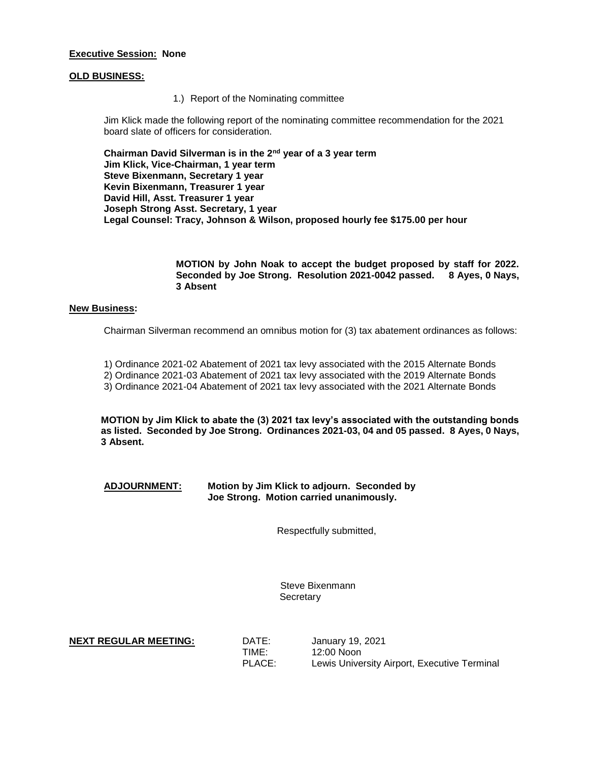**Executive Session: None**

**OLD BUSINESS:**

1.) Report of the Nominating committee

Jim Klick made the following report of the nominating committee recommendation for the 2021 board slate of officers for consideration.

**Chairman David Silverman is in the 2nd year of a 3 year term**
**Jim Klick, Vice-Chairman, 1 year term**
**Steve Bixenmann, Secretary 1 year**
**Kevin Bixenmann, Treasurer 1 year**
**David Hill, Asst. Treasurer 1 year**
**Joseph Strong Asst. Secretary, 1 year**
**Legal Counsel: Tracy, Johnson & Wilson, proposed hourly fee $175.00 per hour**

**MOTION by John Noak to accept the budget proposed by staff for 2022. Seconded by Joe Strong. Resolution 2021-0042 passed. 8 Ayes, 0 Nays, 3 Absent**

**New Business:**

Chairman Silverman recommend an omnibus motion for (3) tax abatement ordinances as follows:

1) Ordinance 2021-02 Abatement of 2021 tax levy associated with the 2015 Alternate Bonds
2) Ordinance 2021-03 Abatement of 2021 tax levy associated with the 2019 Alternate Bonds
3) Ordinance 2021-04 Abatement of 2021 tax levy associated with the 2021 Alternate Bonds

**MOTION by Jim Klick to abate the (3) 2021 tax levy's associated with the outstanding bonds as listed. Seconded by Joe Strong. Ordinances 2021-03, 04 and 05 passed. 8 Ayes, 0 Nays, 3 Absent.**

**ADJOURNMENT:** **Motion by Jim Klick to adjourn. Seconded by Joe Strong. Motion carried unanimously.**

Respectfully submitted,

Steve Bixenmann
Secretary

**NEXT REGULAR MEETING:**

DATE: January 19, 2021
TIME: 12:00 Noon
PLACE: Lewis University Airport, Executive Terminal